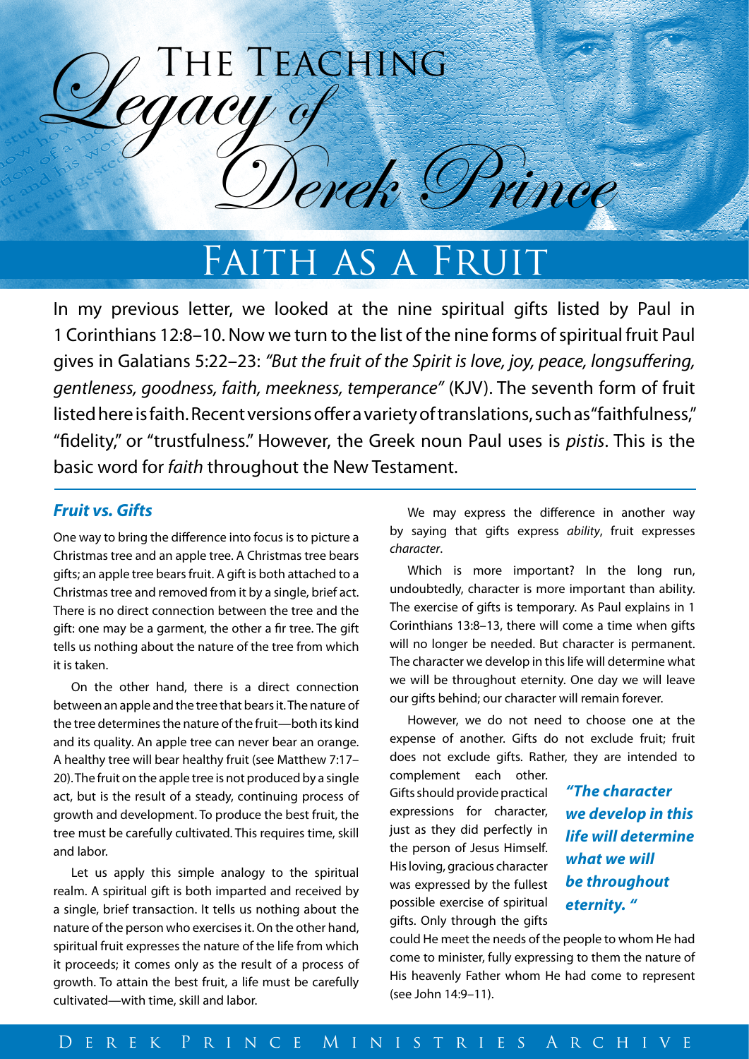# The Teaching Legacy of Derek Prince

## Faith as a Fruit

In my previous letter, we looked at the nine spiritual gifts listed by Paul in 1 Corinthians 12:8–10. Now we turn to the list of the nine forms of spiritual fruit Paul gives in Galatians 5:22–23: *"But the fruit of the Spirit is love, joy, peace, longsuffering, gentleness, goodness, faith, meekness, temperance"* (KJV). The seventh form of fruit listed here is faith. Recent versions offer a variety of translations, such as "faithfulness," "fidelity," or "trustfulness." However, the Greek noun Paul uses is *pistis*. This is the basic word for *faith* throughout the New Testament.

### *Fruit vs. Gifts*

One way to bring the difference into focus is to picture a Christmas tree and an apple tree. A Christmas tree bears gifts; an apple tree bears fruit. A gift is both attached to a Christmas tree and removed from it by a single, brief act. There is no direct connection between the tree and the gift: one may be a garment, the other a fir tree. The gift tells us nothing about the nature of the tree from which it is taken.

On the other hand, there is a direct connection between an apple and the tree that bears it. The nature of the tree determines the nature of the fruit—both its kind and its quality. An apple tree can never bear an orange. A healthy tree will bear healthy fruit (see Matthew 7:17–20). The fruit on the apple tree is not produced by a single act, but is the result of a steady, continuing process of growth and development. To produce the best fruit, the tree must be carefully cultivated. This requires time, skill and labor.

Let us apply this simple analogy to the spiritual realm. A spiritual gift is both imparted and received by a single, brief transaction. It tells us nothing about the nature of the person who exercises it. On the other hand, spiritual fruit expresses the nature of the life from which it proceeds; it comes only as the result of a process of growth. To attain the best fruit, a life must be carefully cultivated—with time, skill and labor.

We may express the difference in another way by saying that gifts express *ability*, fruit expresses *character*.

Which is more important? In the long run, undoubtedly, character is more important than ability. The exercise of gifts is temporary. As Paul explains in 1 Corinthians 13:8–13, there will come a time when gifts will no longer be needed. But character is permanent. The character we develop in this life will determine what we will be throughout eternity. One day we will leave our gifts behind; our character will remain forever.

However, we do not need to choose one at the expense of another. Gifts do not exclude fruit; fruit does not exclude gifts. Rather, they are intended to complement each other. Gifts should provide practical expressions for character, just as they did perfectly in the person of Jesus Himself. His loving, gracious character was expressed by the fullest possible exercise of spiritual gifts. Only through the gifts could He meet the needs of the people to whom He had come to minister, fully expressing to them the nature of His heavenly Father whom He had come to represent (see John 14:9–11).

> ***"The character we develop in this life will determine what we will be throughout eternity."***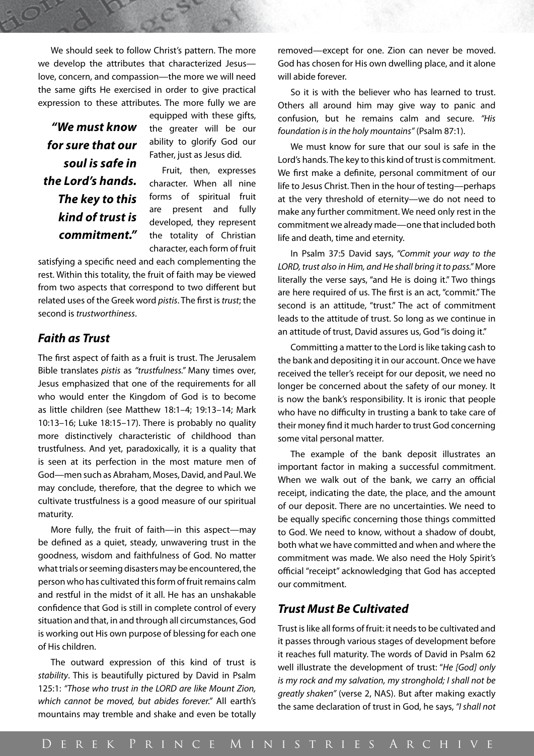We should seek to follow Christ's pattern. The more we develop the attributes that characterized Jesus—love, concern, and compassion—the more we will need the same gifts He exercised in order to give practical expression to these attributes. The more fully we are equipped with these gifts, the greater will be our ability to glorify God our Father, just as Jesus did.

***"We must know for sure that our soul is safe in the Lord's hands. The key to this kind of trust is commitment."***

Fruit, then, expresses character. When all nine forms of spiritual fruit are present and fully developed, they represent the totality of Christian character, each form of fruit satisfying a specific need and each complementing the rest. Within this totality, the fruit of faith may be viewed from two aspects that correspond to two different but related uses of the Greek word *pistis*. The first is *trust*; the second is *trustworthiness*.

## *Faith as Trust*

The first aspect of faith as a fruit is trust. The Jerusalem Bible translates *pistis* as *"trustfulness."* Many times over, Jesus emphasized that one of the requirements for all who would enter the Kingdom of God is to become as little children (see Matthew 18:1–4; 19:13–14; Mark 10:13–16; Luke 18:15–17). There is probably no quality more distinctively characteristic of childhood than trustfulness. And yet, paradoxically, it is a quality that is seen at its perfection in the most mature men of God—men such as Abraham, Moses, David, and Paul. We may conclude, therefore, that the degree to which we cultivate trustfulness is a good measure of our spiritual maturity.

More fully, the fruit of faith—in this aspect—may be defined as a quiet, steady, unwavering trust in the goodness, wisdom and faithfulness of God. No matter what trials or seeming disasters may be encountered, the person who has cultivated this form of fruit remains calm and restful in the midst of it all. He has an unshakable confidence that God is still in complete control of every situation and that, in and through all circumstances, God is working out His own purpose of blessing for each one of His children.

The outward expression of this kind of trust is *stability*. This is beautifully pictured by David in Psalm 125:1: *"Those who trust in the LORD are like Mount Zion, which cannot be moved, but abides forever."* All earth's mountains may tremble and shake and even be totally removed—except for one. Zion can never be moved. God has chosen for His own dwelling place, and it alone will abide forever.

So it is with the believer who has learned to trust. Others all around him may give way to panic and confusion, but he remains calm and secure. *"His foundation is in the holy mountains"* (Psalm 87:1).

We must know for sure that our soul is safe in the Lord's hands. The key to this kind of trust is commitment. We first make a definite, personal commitment of our life to Jesus Christ. Then in the hour of testing—perhaps at the very threshold of eternity—we do not need to make any further commitment. We need only rest in the commitment we already made—one that included both life and death, time and eternity.

In Psalm 37:5 David says, *"Commit your way to the LORD, trust also in Him, and He shall bring it to pass."* More literally the verse says, "and He is doing it." Two things are here required of us. The first is an act, "commit." The second is an attitude, "trust." The act of commitment leads to the attitude of trust. So long as we continue in an attitude of trust, David assures us, God "is doing it."

Committing a matter to the Lord is like taking cash to the bank and depositing it in our account. Once we have received the teller's receipt for our deposit, we need no longer be concerned about the safety of our money. It is now the bank's responsibility. It is ironic that people who have no difficulty in trusting a bank to take care of their money find it much harder to trust God concerning some vital personal matter.

The example of the bank deposit illustrates an important factor in making a successful commitment. When we walk out of the bank, we carry an official receipt, indicating the date, the place, and the amount of our deposit. There are no uncertainties. We need to be equally specific concerning those things committed to God. We need to know, without a shadow of doubt, both what we have committed and when and where the commitment was made. We also need the Holy Spirit's official "receipt" acknowledging that God has accepted our commitment.

## *Trust Must Be Cultivated*

Trust is like all forms of fruit: it needs to be cultivated and it passes through various stages of development before it reaches full maturity. The words of David in Psalm 62 well illustrate the development of trust: "*He [God] only is my rock and my salvation, my stronghold; I shall not be greatly shaken*" (verse 2, NAS). But after making exactly the same declaration of trust in God, he says, *"I shall not*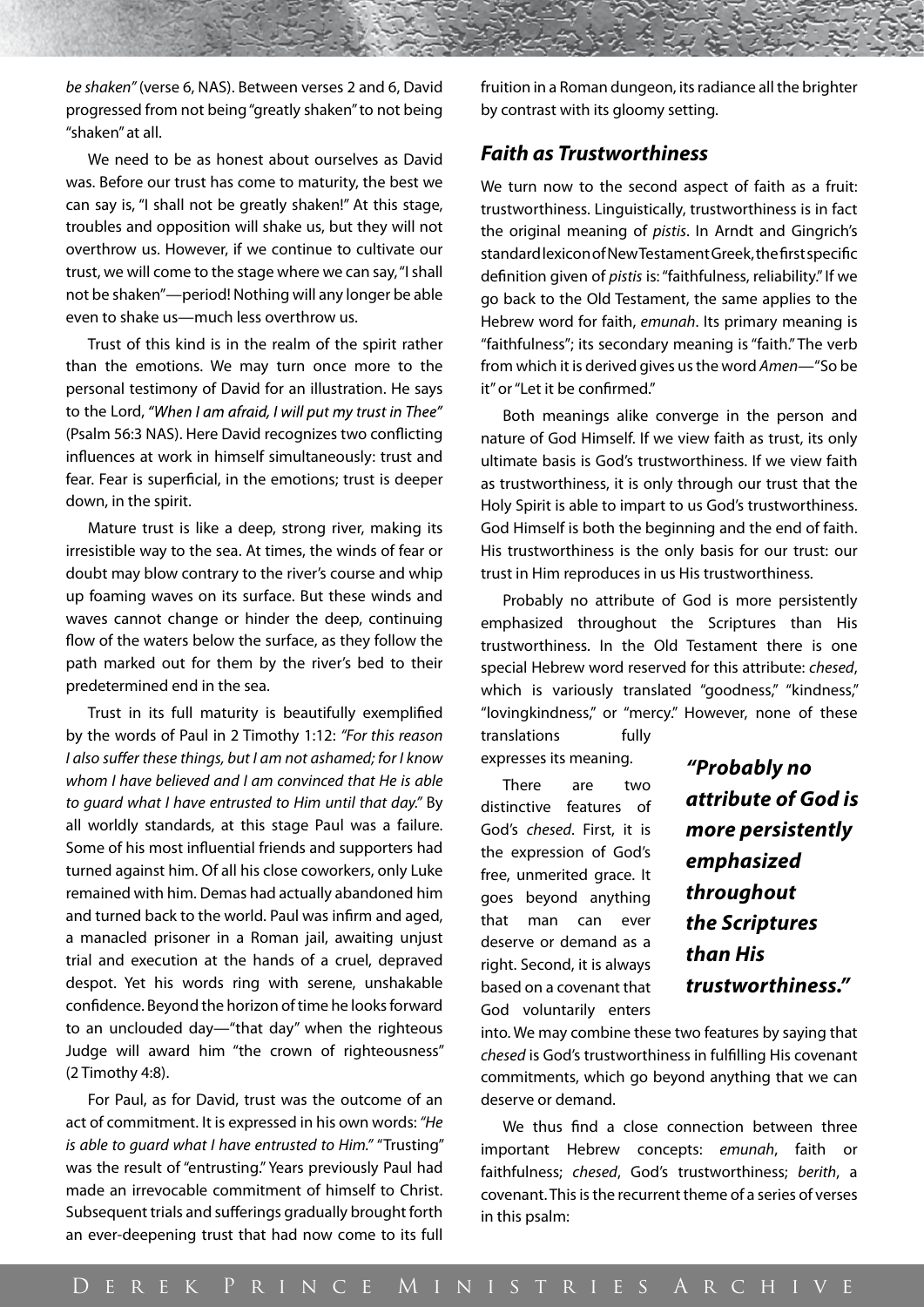*be shaken"* (verse 6, NAS). Between verses 2 and 6, David progressed from not being "greatly shaken" to not being "shaken" at all.

We need to be as honest about ourselves as David was. Before our trust has come to maturity, the best we can say is, "I shall not be greatly shaken!" At this stage, troubles and opposition will shake us, but they will not overthrow us. However, if we continue to cultivate our trust, we will come to the stage where we can say, "I shall not be shaken"—period! Nothing will any longer be able even to shake us—much less overthrow us.

Trust of this kind is in the realm of the spirit rather than the emotions. We may turn once more to the personal testimony of David for an illustration. He says to the Lord, *"When I am afraid, I will put my trust in Thee"* (Psalm 56:3 NAS). Here David recognizes two conflicting influences at work in himself simultaneously: trust and fear. Fear is superficial, in the emotions; trust is deeper down, in the spirit.

Mature trust is like a deep, strong river, making its irresistible way to the sea. At times, the winds of fear or doubt may blow contrary to the river's course and whip up foaming waves on its surface. But these winds and waves cannot change or hinder the deep, continuing flow of the waters below the surface, as they follow the path marked out for them by the river's bed to their predetermined end in the sea.

Trust in its full maturity is beautifully exemplified by the words of Paul in 2 Timothy 1:12: *"For this reason I also suffer these things, but I am not ashamed; for I know whom I have believed and I am convinced that He is able to guard what I have entrusted to Him until that day."* By all worldly standards, at this stage Paul was a failure. Some of his most influential friends and supporters had turned against him. Of all his close coworkers, only Luke remained with him. Demas had actually abandoned him and turned back to the world. Paul was infirm and aged, a manacled prisoner in a Roman jail, awaiting unjust trial and execution at the hands of a cruel, depraved despot. Yet his words ring with serene, unshakable confidence. Beyond the horizon of time he looks forward to an unclouded day—"that day" when the righteous Judge will award him "the crown of righteousness" (2 Timothy 4:8).

For Paul, as for David, trust was the outcome of an act of commitment. It is expressed in his own words: *"He is able to guard what I have entrusted to Him."* "Trusting" was the result of "entrusting." Years previously Paul had made an irrevocable commitment of himself to Christ. Subsequent trials and sufferings gradually brought forth an ever-deepening trust that had now come to its full fruition in a Roman dungeon, its radiance all the brighter by contrast with its gloomy setting.

## *Faith as Trustworthiness*

We turn now to the second aspect of faith as a fruit: trustworthiness. Linguistically, trustworthiness is in fact the original meaning of *pistis*. In Arndt and Gingrich's standard lexicon of New Testament Greek, the first specific definition given of *pistis* is: "faithfulness, reliability." If we go back to the Old Testament, the same applies to the Hebrew word for faith, *emunah*. Its primary meaning is "faithfulness"; its secondary meaning is "faith." The verb from which it is derived gives us the word *Amen*—"So be it" or "Let it be confirmed."

Both meanings alike converge in the person and nature of God Himself. If we view faith as trust, its only ultimate basis is God's trustworthiness. If we view faith as trustworthiness, it is only through our trust that the Holy Spirit is able to impart to us God's trustworthiness. God Himself is both the beginning and the end of faith. His trustworthiness is the only basis for our trust: our trust in Him reproduces in us His trustworthiness.

Probably no attribute of God is more persistently emphasized throughout the Scriptures than His trustworthiness. In the Old Testament there is one special Hebrew word reserved for this attribute: *chesed*, which is variously translated "goodness," "kindness," "lovingkindness," or "mercy." However, none of these translations fully expresses its meaning.

> ***"Probably no attribute of God is more persistently emphasized throughout the Scriptures than His trustworthiness."***

There are two distinctive features of God's *chesed*. First, it is the expression of God's free, unmerited grace. It goes beyond anything that man can ever deserve or demand as a right. Second, it is always based on a covenant that God voluntarily enters into. We may combine these two features by saying that *chesed* is God's trustworthiness in fulfilling His covenant commitments, which go beyond anything that we can deserve or demand.

We thus find a close connection between three important Hebrew concepts: *emunah*, faith or faithfulness; *chesed*, God's trustworthiness; *berith*, a covenant. This is the recurrent theme of a series of verses in this psalm: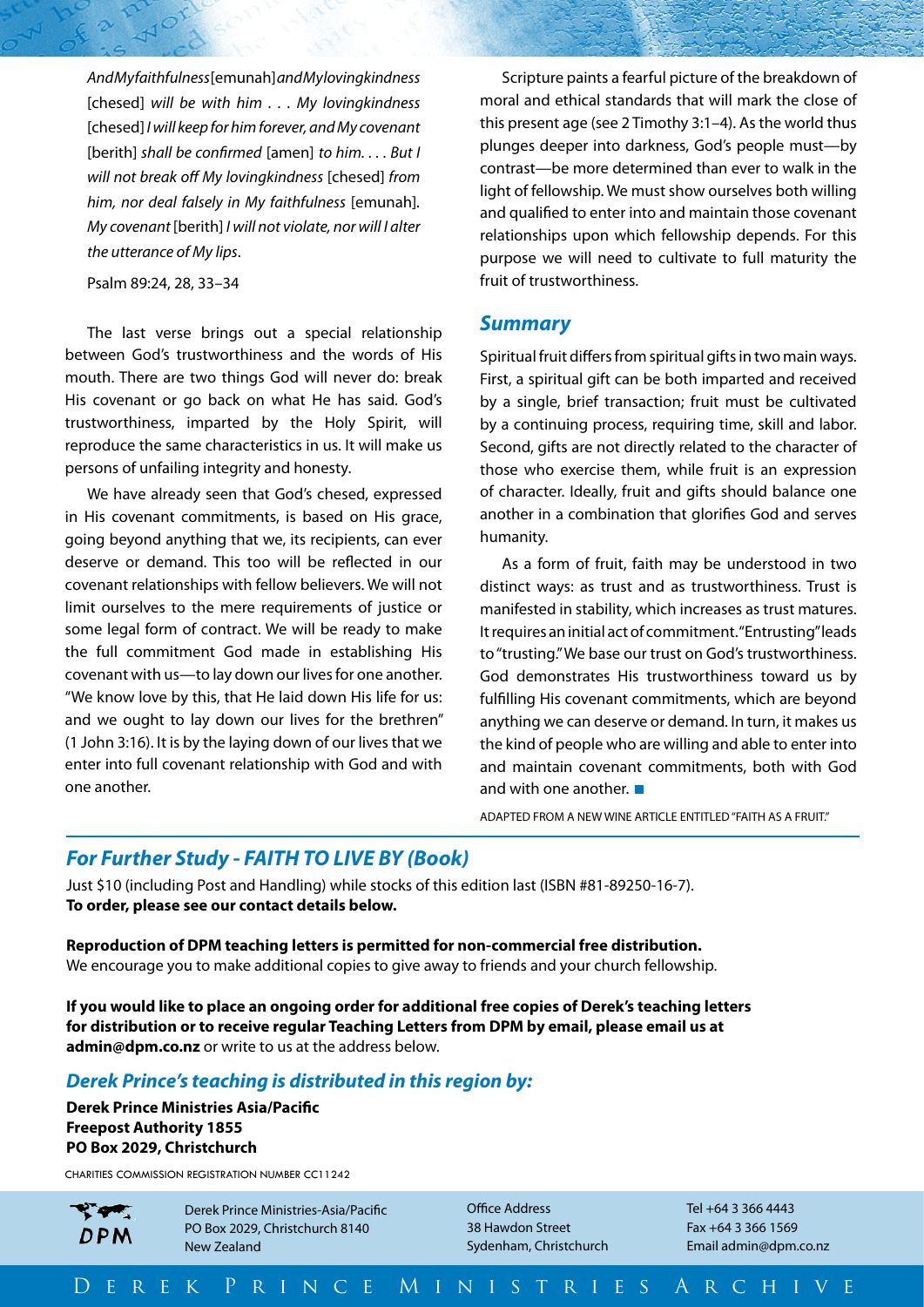*And My faithfulness* [emunah] *and My lovingkindness* [chesed] *will be with him . . . My lovingkindness* [chesed] *I will keep for him forever, and My covenant* [berith] *shall be confirmed* [amen] *to him. . . . But I will not break off My lovingkindness* [chesed] *from him, nor deal falsely in My faithfulness* [emunah]. *My covenant* [berith] *I will not violate, nor will I alter the utterance of My lips*.

Psalm 89:24, 28, 33–34

The last verse brings out a special relationship between God's trustworthiness and the words of His mouth. There are two things God will never do: break His covenant or go back on what He has said. God's trustworthiness, imparted by the Holy Spirit, will reproduce the same characteristics in us. It will make us persons of unfailing integrity and honesty.

We have already seen that God's chesed, expressed in His covenant commitments, is based on His grace, going beyond anything that we, its recipients, can ever deserve or demand. This too will be reflected in our covenant relationships with fellow believers. We will not limit ourselves to the mere requirements of justice or some legal form of contract. We will be ready to make the full commitment God made in establishing His covenant with us—to lay down our lives for one another. "We know love by this, that He laid down His life for us: and we ought to lay down our lives for the brethren" (1 John 3:16). It is by the laying down of our lives that we enter into full covenant relationship with God and with one another.

Scripture paints a fearful picture of the breakdown of moral and ethical standards that will mark the close of this present age (see 2 Timothy 3:1–4). As the world thus plunges deeper into darkness, God's people must—by contrast—be more determined than ever to walk in the light of fellowship. We must show ourselves both willing and qualified to enter into and maintain those covenant relationships upon which fellowship depends. For this purpose we will need to cultivate to full maturity the fruit of trustworthiness.

## *Summary*

Spiritual fruit differs from spiritual gifts in two main ways. First, a spiritual gift can be both imparted and received by a single, brief transaction; fruit must be cultivated by a continuing process, requiring time, skill and labor. Second, gifts are not directly related to the character of those who exercise them, while fruit is an expression of character. Ideally, fruit and gifts should balance one another in a combination that glorifies God and serves humanity.

As a form of fruit, faith may be understood in two distinct ways: as trust and as trustworthiness. Trust is manifested in stability, which increases as trust matures. It requires an initial act of commitment. "Entrusting" leads to "trusting." We base our trust on God's trustworthiness. God demonstrates His trustworthiness toward us by fulfilling His covenant commitments, which are beyond anything we can deserve or demand. In turn, it makes us the kind of people who are willing and able to enter into and maintain covenant commitments, both with God and with one another. ■

ADAPTED FROM A NEW WINE ARTICLE ENTITLED "FAITH AS A FRUIT."

## *For Further Study - FAITH TO LIVE BY (Book)*

Just $10 (including Post and Handling) while stocks of this edition last (ISBN #81-89250-16-7).
**To order, please see our contact details below.**

**Reproduction of DPM teaching letters is permitted for non-commercial free distribution.**
We encourage you to make additional copies to give away to friends and your church fellowship.

**If you would like to place an ongoing order for additional free copies of Derek's teaching letters for distribution or to receive regular Teaching Letters from DPM by email, please email us at admin@dpm.co.nz** or write to us at the address below.

## *Derek Prince's teaching is distributed in this region by:*

**Derek Prince Ministries Asia/Pacific**
**Freepost Authority 1855**
**PO Box 2029, Christchurch**

CHARITIES COMMISSION REGISTRATION NUMBER CC11242

DPM

Derek Prince Ministries-Asia/Pacific
PO Box 2029, Christchurch 8140
New Zealand

Office Address
38 Hawdon Street
Sydenham, Christchurch

Tel +64 3 366 4443
Fax +64 3 366 1569
Email admin@dpm.co.nz

DEREK PRINCE MINISTRIES ARCHIVE